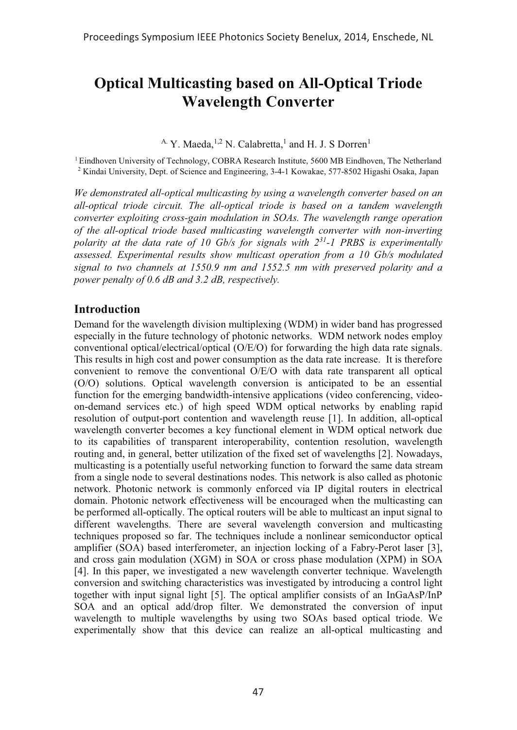# Optical Multicasting based on All-Optical Triode Wavelength Converter

[A.] Y. Maeda,[1,2] N. Calabretta,[1] and H. J. S Dorren[1]

[1] Eindhoven University of Technology, COBRA Research Institute, 5600 MB Eindhoven, The Netherland
[2] Kindai University, Dept. of Science and Engineering, 3-4-1 Kowakae, 577-8502 Higashi Osaka, Japan

*We demonstrated all-optical multicasting by using a wavelength converter based on an all-optical triode circuit. The all-optical triode is based on a tandem wavelength converter exploiting cross-gain modulation in SOAs. The wavelength range operation of the all-optical triode based multicasting wavelength converter with non-inverting polarity at the data rate of 10 Gb/s for signals with $2^{31}$-1 PRBS is experimentally assessed. Experimental results show multicast operation from a 10 Gb/s modulated signal to two channels at 1550.9 nm and 1552.5 nm with preserved polarity and a power penalty of 0.6 dB and 3.2 dB, respectively.*

## Introduction

Demand for the wavelength division multiplexing (WDM) in wider band has progressed especially in the future technology of photonic networks. WDM network nodes employ conventional optical/electrical/optical (O/E/O) for forwarding the high data rate signals. This results in high cost and power consumption as the data rate increase. It is therefore convenient to remove the conventional O/E/O with data rate transparent all optical (O/O) solutions. Optical wavelength conversion is anticipated to be an essential function for the emerging bandwidth-intensive applications (video conferencing, video-on-demand services etc.) of high speed WDM optical networks by enabling rapid resolution of output-port contention and wavelength reuse [1]. In addition, all-optical wavelength converter becomes a key functional element in WDM optical network due to its capabilities of transparent interoperability, contention resolution, wavelength routing and, in general, better utilization of the fixed set of wavelengths [2]. Nowadays, multicasting is a potentially useful networking function to forward the same data stream from a single node to several destinations nodes. This network is also called as photonic network. Photonic network is commonly enforced via IP digital routers in electrical domain. Photonic network effectiveness will be encouraged when the multicasting can be performed all-optically. The optical routers will be able to multicast an input signal to different wavelengths. There are several wavelength conversion and multicasting techniques proposed so far. The techniques include a nonlinear semiconductor optical amplifier (SOA) based interferometer, an injection locking of a Fabry-Perot laser [3], and cross gain modulation (XGM) in SOA or cross phase modulation (XPM) in SOA [4]. In this paper, we investigated a new wavelength converter technique. Wavelength conversion and switching characteristics was investigated by introducing a control light together with input signal light [5]. The optical amplifier consists of an InGaAsP/InP SOA and an optical add/drop filter. We demonstrated the conversion of input wavelength to multiple wavelengths by using two SOAs based optical triode. We experimentally show that this device can realize an all-optical multicasting and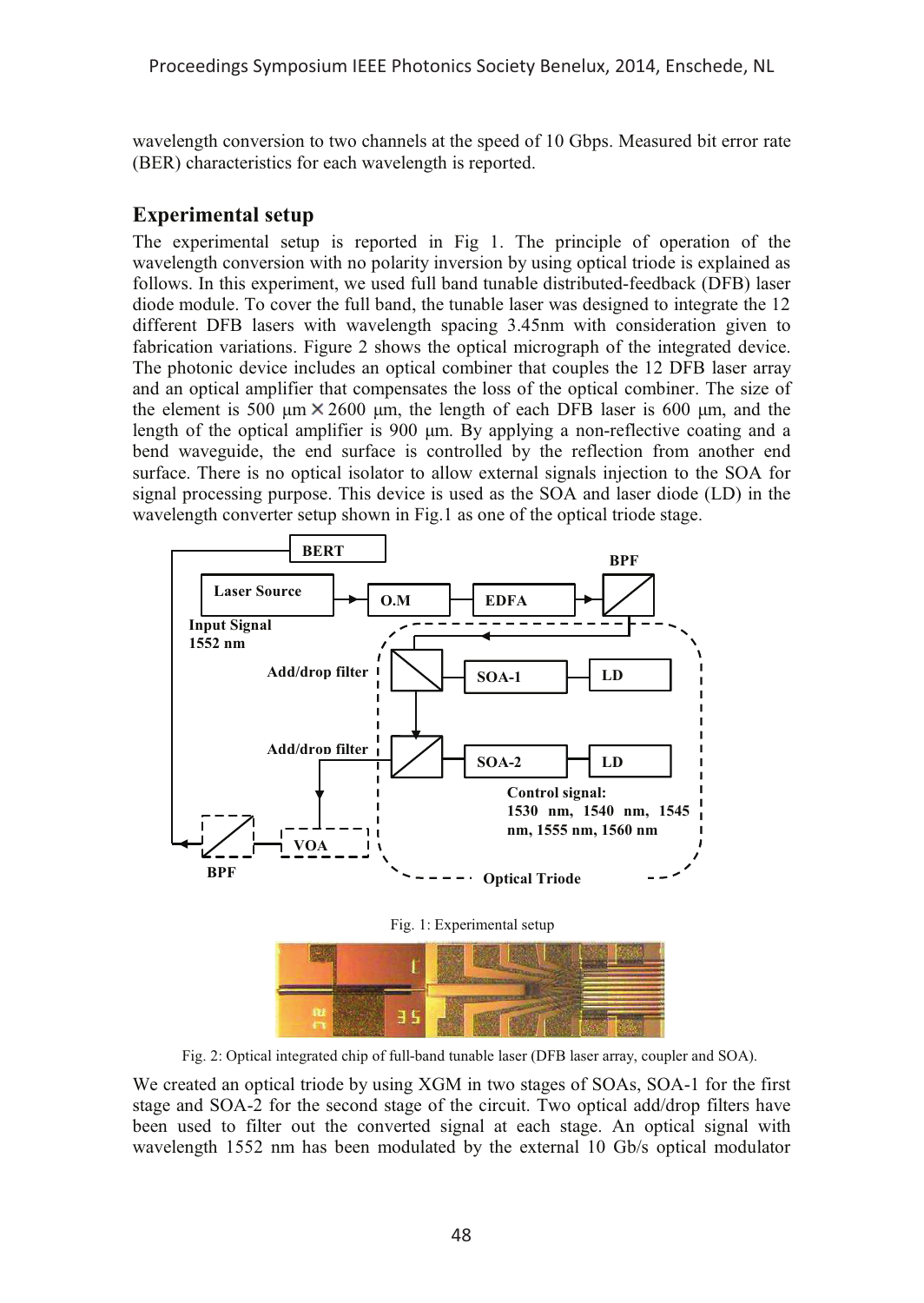wavelength conversion to two channels at the speed of 10 Gbps. Measured bit error rate (BER) characteristics for each wavelength is reported.

## Experimental setup

The experimental setup is reported in Fig 1. The principle of operation of the wavelength conversion with no polarity inversion by using optical triode is explained as follows. In this experiment, we used full band tunable distributed-feedback (DFB) laser diode module. To cover the full band, the tunable laser was designed to integrate the 12 different DFB lasers with wavelength spacing 3.45nm with consideration given to fabrication variations. Figure 2 shows the optical micrograph of the integrated device. The photonic device includes an optical combiner that couples the 12 DFB laser array and an optical amplifier that compensates the loss of the optical combiner. The size of the element is 500 μm × 2600 μm, the length of each DFB laser is 600 μm, and the length of the optical amplifier is 900 μm. By applying a non-reflective coating and a bend waveguide, the end surface is controlled by the reflection from another end surface. There is no optical isolator to allow external signals injection to the SOA for signal processing purpose. This device is used as the SOA and laser diode (LD) in the wavelength converter setup shown in Fig.1 as one of the optical triode stage.

Fig. 1: Experimental setup

Fig. 2: Optical integrated chip of full-band tunable laser (DFB laser array, coupler and SOA).

We created an optical triode by using XGM in two stages of SOAs, SOA-1 for the first stage and SOA-2 for the second stage of the circuit. Two optical add/drop filters have been used to filter out the converted signal at each stage. An optical signal with wavelength 1552 nm has been modulated by the external 10 Gb/s optical modulator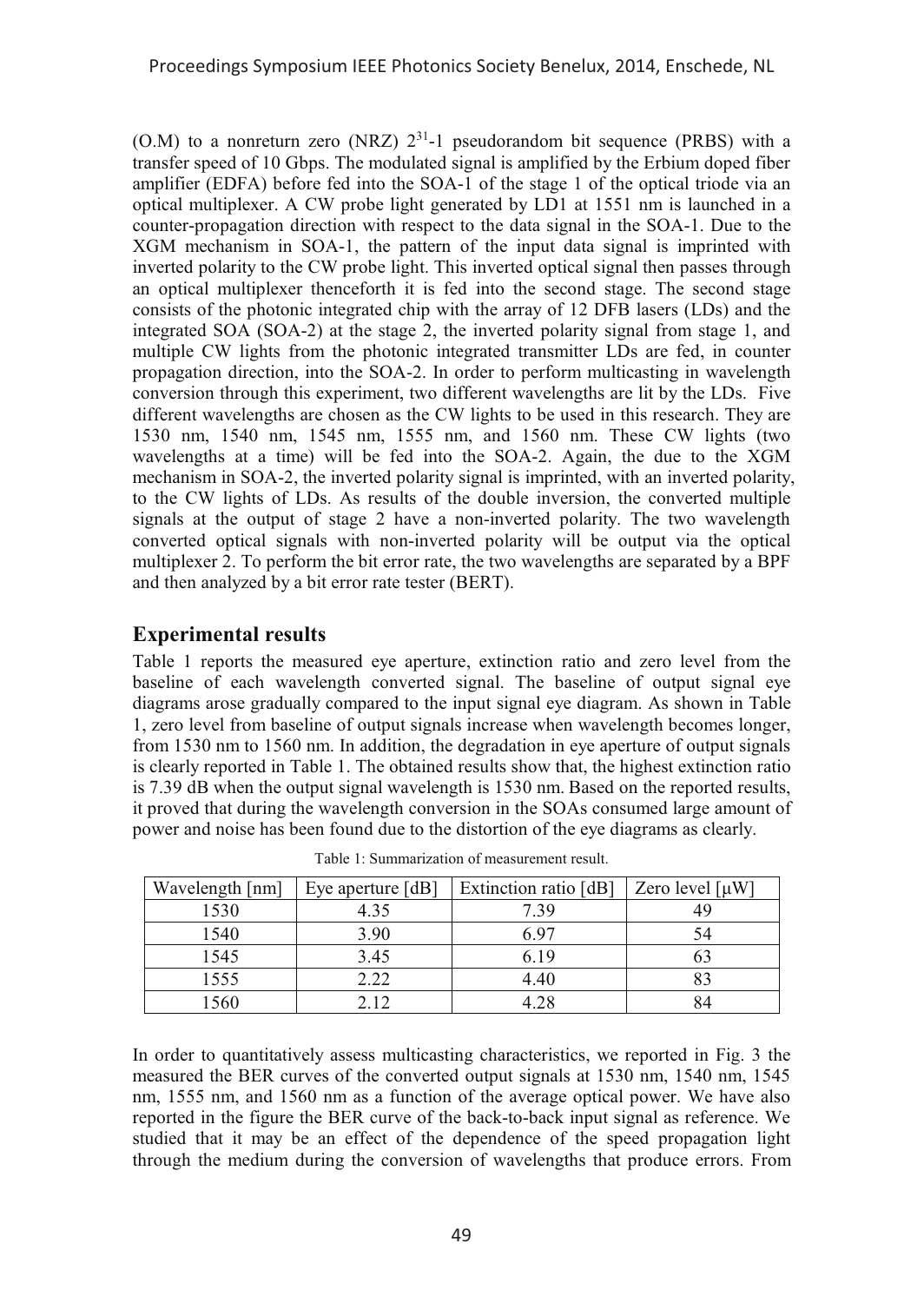(O.M) to a nonreturn zero (NRZ) $2^{31}$-1 pseudorandom bit sequence (PRBS) with a transfer speed of 10 Gbps. The modulated signal is amplified by the Erbium doped fiber amplifier (EDFA) before fed into the SOA-1 of the stage 1 of the optical triode via an optical multiplexer. A CW probe light generated by LD1 at 1551 nm is launched in a counter-propagation direction with respect to the data signal in the SOA-1. Due to the XGM mechanism in SOA-1, the pattern of the input data signal is imprinted with inverted polarity to the CW probe light. This inverted optical signal then passes through an optical multiplexer thenceforth it is fed into the second stage. The second stage consists of the photonic integrated chip with the array of 12 DFB lasers (LDs) and the integrated SOA (SOA-2) at the stage 2, the inverted polarity signal from stage 1, and multiple CW lights from the photonic integrated transmitter LDs are fed, in counter propagation direction, into the SOA-2. In order to perform multicasting in wavelength conversion through this experiment, two different wavelengths are lit by the LDs. Five different wavelengths are chosen as the CW lights to be used in this research. They are 1530 nm, 1540 nm, 1545 nm, 1555 nm, and 1560 nm. These CW lights (two wavelengths at a time) will be fed into the SOA-2. Again, the due to the XGM mechanism in SOA-2, the inverted polarity signal is imprinted, with an inverted polarity, to the CW lights of LDs. As results of the double inversion, the converted multiple signals at the output of stage 2 have a non-inverted polarity. The two wavelength converted optical signals with non-inverted polarity will be output via the optical multiplexer 2. To perform the bit error rate, the two wavelengths are separated by a BPF and then analyzed by a bit error rate tester (BERT).

## Experimental results

Table 1 reports the measured eye aperture, extinction ratio and zero level from the baseline of each wavelength converted signal. The baseline of output signal eye diagrams arose gradually compared to the input signal eye diagram. As shown in Table 1, zero level from baseline of output signals increase when wavelength becomes longer, from 1530 nm to 1560 nm. In addition, the degradation in eye aperture of output signals is clearly reported in Table 1. The obtained results show that, the highest extinction ratio is 7.39 dB when the output signal wavelength is 1530 nm. Based on the reported results, it proved that during the wavelength conversion in the SOAs consumed large amount of power and noise has been found due to the distortion of the eye diagrams as clearly.

Table 1: Summarization of measurement result.

| Wavelength [nm] | Eye aperture [dB] | Extinction ratio [dB] | Zero level [μW] |
|---|---|---|---|
| 1530 | 4.35 | 7.39 | 49 |
| 1540 | 3.90 | 6.97 | 54 |
| 1545 | 3.45 | 6.19 | 63 |
| 1555 | 2.22 | 4.40 | 83 |
| 1560 | 2.12 | 4.28 | 84 |

In order to quantitatively assess multicasting characteristics, we reported in Fig. 3 the measured the BER curves of the converted output signals at 1530 nm, 1540 nm, 1545 nm, 1555 nm, and 1560 nm as a function of the average optical power. We have also reported in the figure the BER curve of the back-to-back input signal as reference. We studied that it may be an effect of the dependence of the speed propagation light through the medium during the conversion of wavelengths that produce errors. From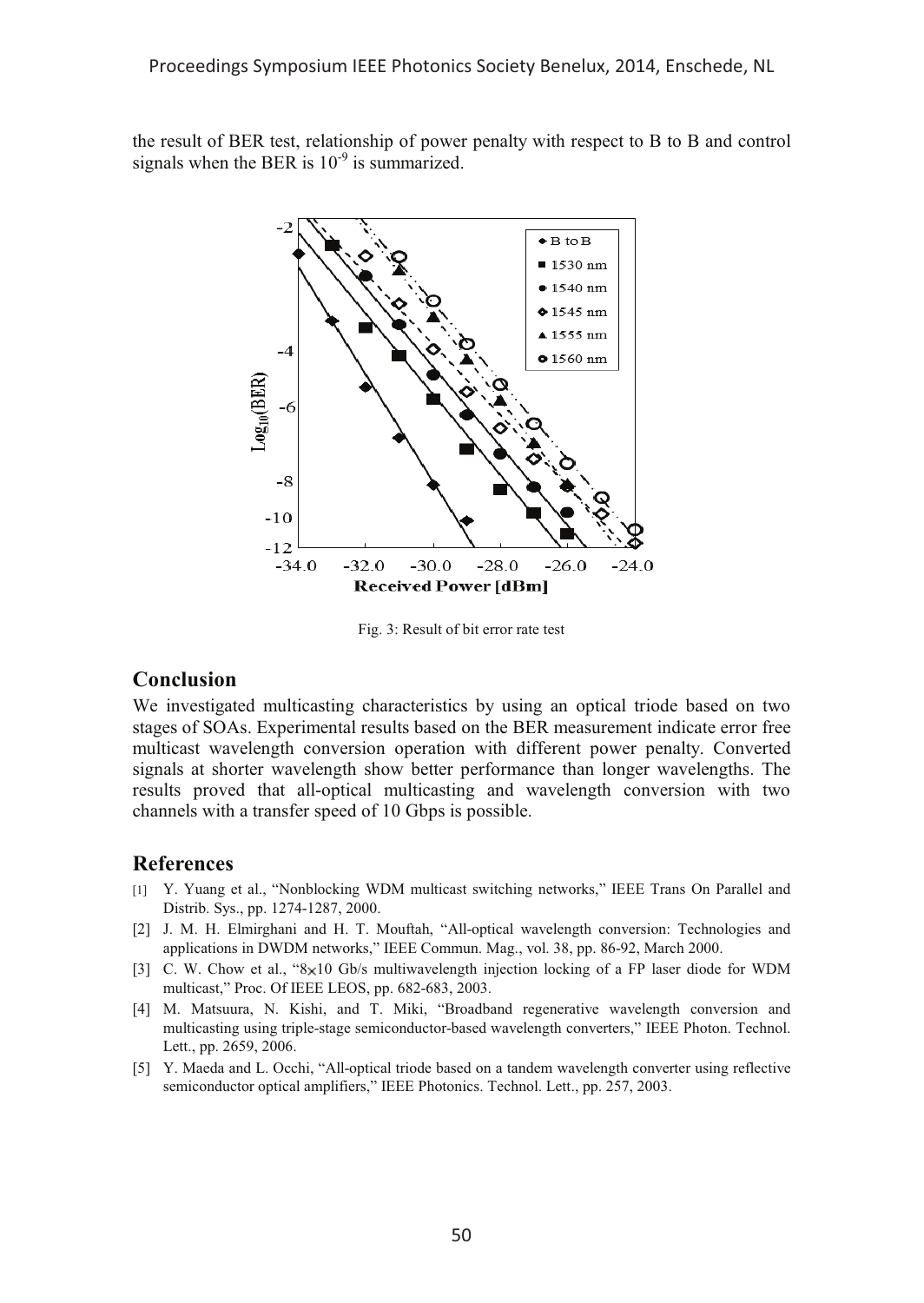the result of BER test, relationship of power penalty with respect to B to B and control signals when the BER is $10^{-9}$ is summarized.

$Log_{10}$(BER)

-2
-4
-6
-8
-10
-12

-34.0 -32.0 -30.0 -28.0 -26.0 -24.0

Received Power [dBm]

B to B
1530 nm
1540 nm
1545 nm
1555 nm
1560 nm

Fig. 3: Result of bit error rate test

## Conclusion

We investigated multicasting characteristics by using an optical triode based on two stages of SOAs. Experimental results based on the BER measurement indicate error free multicast wavelength conversion operation with different power penalty. Converted signals at shorter wavelength show better performance than longer wavelengths. The results proved that all-optical multicasting and wavelength conversion with two channels with a transfer speed of 10 Gbps is possible.

## References

[1] Y. Yuang et al., "Nonblocking WDM multicast switching networks," IEEE Trans On Parallel and Distrib. Sys., pp. 1274-1287, 2000.

[2] J. M. H. Elmirghani and H. T. Mouftah, "All-optical wavelength conversion: Technologies and applications in DWDM networks," IEEE Commun. Mag., vol. 38, pp. 86-92, March 2000.

[3] C. W. Chow et al., "8×10 Gb/s multiwavelength injection locking of a FP laser diode for WDM multicast," Proc. Of IEEE LEOS, pp. 682-683, 2003.

[4] M. Matsuura, N. Kishi, and T. Miki, "Broadband regenerative wavelength conversion and multicasting using triple-stage semiconductor-based wavelength converters," IEEE Photon. Technol. Lett., pp. 2659, 2006.

[5] Y. Maeda and L. Occhi, "All-optical triode based on a tandem wavelength converter using reflective semiconductor optical amplifiers," IEEE Photonics. Technol. Lett., pp. 257, 2003.